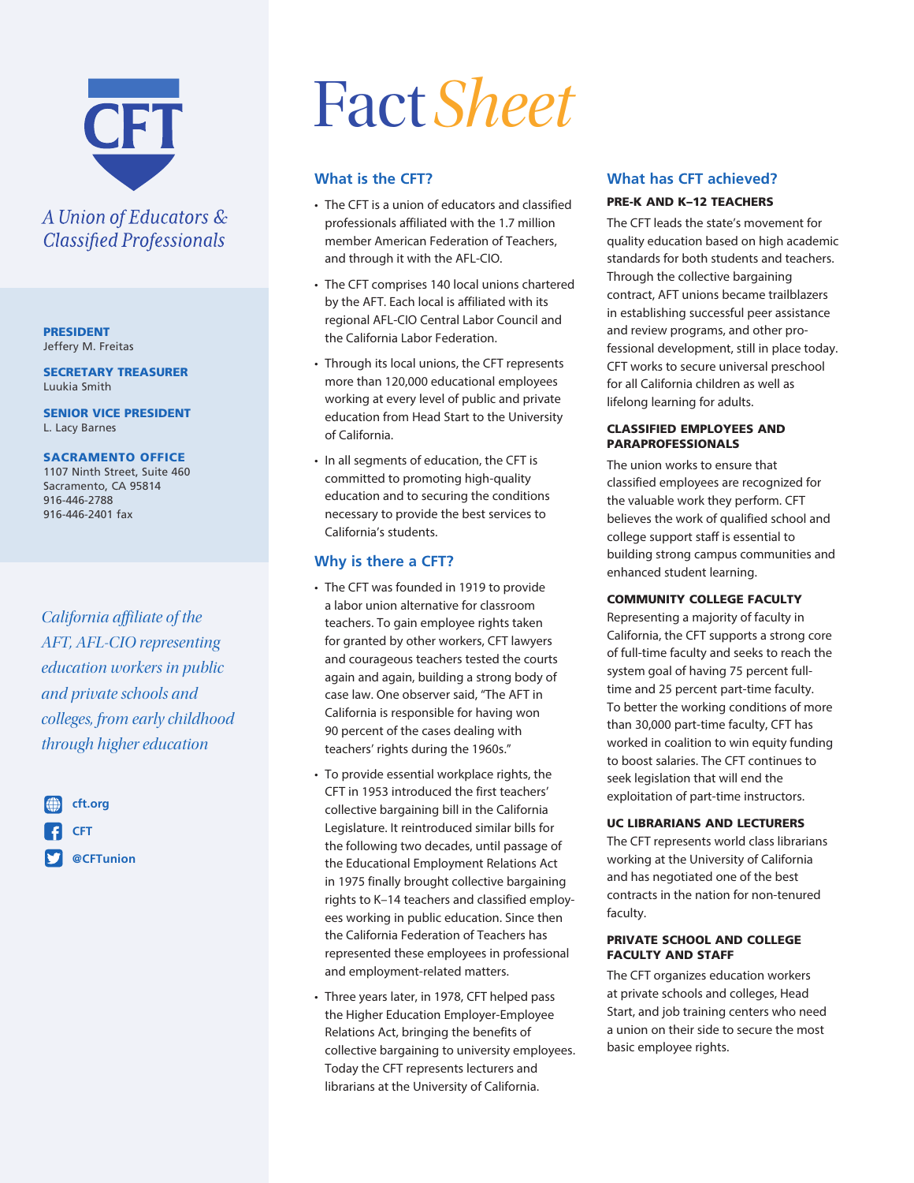# Fact *Sheet*

**CFT**

*A Union of Educators & Classified Professionals*

**PRESIDENT**
Jeffery M. Freitas

**SECRETARY TREASURER**
Luukia Smith

**SENIOR VICE PRESIDENT**
L. Lacy Barnes

**SACRAMENTO OFFICE**
1107 Ninth Street, Suite 460
Sacramento, CA 95814
916-446-2788
916-446-2401 fax

*California affiliate of the AFT, AFL-CIO representing education workers in public and private schools and colleges, from early childhood through higher education*

cft.org
CFT
@CFTunion

## What is the CFT?

- The CFT is a union of educators and classified professionals affiliated with the 1.7 million member American Federation of Teachers, and through it with the AFL-CIO.
- The CFT comprises 140 local unions chartered by the AFT. Each local is affiliated with its regional AFL-CIO Central Labor Council and the California Labor Federation.
- Through its local unions, the CFT represents more than 120,000 educational employees working at every level of public and private education from Head Start to the University of California.
- In all segments of education, the CFT is committed to promoting high-quality education and to securing the conditions necessary to provide the best services to California's students.

## Why is there a CFT?

- The CFT was founded in 1919 to provide a labor union alternative for classroom teachers. To gain employee rights taken for granted by other workers, CFT lawyers and courageous teachers tested the courts again and again, building a strong body of case law. One observer said, "The AFT in California is responsible for having won 90 percent of the cases dealing with teachers' rights during the 1960s."
- To provide essential workplace rights, the CFT in 1953 introduced the first teachers' collective bargaining bill in the California Legislature. It reintroduced similar bills for the following two decades, until passage of the Educational Employment Relations Act in 1975 finally brought collective bargaining rights to K–14 teachers and classified employees working in public education. Since then the California Federation of Teachers has represented these employees in professional and employment-related matters.
- Three years later, in 1978, CFT helped pass the Higher Education Employer-Employee Relations Act, bringing the benefits of collective bargaining to university employees. Today the CFT represents lecturers and librarians at the University of California.

## What has CFT achieved?

### PRE-K AND K–12 TEACHERS

The CFT leads the state's movement for quality education based on high academic standards for both students and teachers. Through the collective bargaining contract, AFT unions became trailblazers in establishing successful peer assistance and review programs, and other professional development, still in place today. CFT works to secure universal preschool for all California children as well as lifelong learning for adults.

### CLASSIFIED EMPLOYEES AND PARAPROFESSIONALS

The union works to ensure that classified employees are recognized for the valuable work they perform. CFT believes the work of qualified school and college support staff is essential to building strong campus communities and enhanced student learning.

### COMMUNITY COLLEGE FACULTY

Representing a majority of faculty in California, the CFT supports a strong core of full-time faculty and seeks to reach the system goal of having 75 percent full-time and 25 percent part-time faculty. To better the working conditions of more than 30,000 part-time faculty, CFT has worked in coalition to win equity funding to boost salaries. The CFT continues to seek legislation that will end the exploitation of part-time instructors.

### UC LIBRARIANS AND LECTURERS

The CFT represents world class librarians working at the University of California and has negotiated one of the best contracts in the nation for non-tenured faculty.

### PRIVATE SCHOOL AND COLLEGE FACULTY AND STAFF

The CFT organizes education workers at private schools and colleges, Head Start, and job training centers who need a union on their side to secure the most basic employee rights.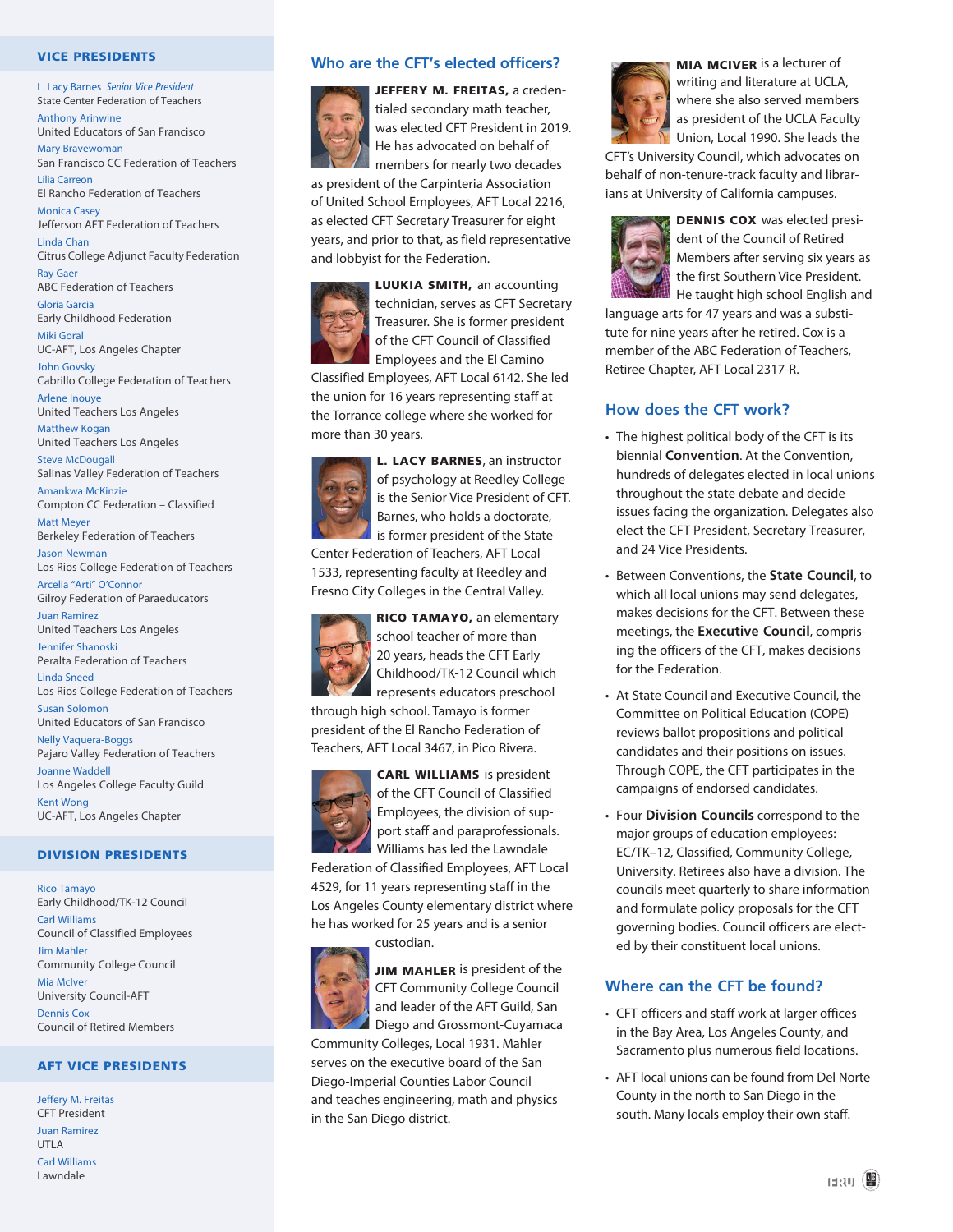## VICE PRESIDENTS

L. Lacy Barnes *Senior Vice President*
State Center Federation of Teachers

Anthony Arinwine
United Educators of San Francisco

Mary Bravewoman
San Francisco CC Federation of Teachers

Lilia Carreon
El Rancho Federation of Teachers

Monica Casey
Jefferson AFT Federation of Teachers

Linda Chan
Citrus College Adjunct Faculty Federation

Ray Gaer
ABC Federation of Teachers

Gloria Garcia
Early Childhood Federation

Miki Goral
UC-AFT, Los Angeles Chapter

John Govsky
Cabrillo College Federation of Teachers

Arlene Inouye
United Teachers Los Angeles

Matthew Kogan
United Teachers Los Angeles

Steve McDougall
Salinas Valley Federation of Teachers

Amankwa McKinzie
Compton CC Federation – Classified

Matt Meyer
Berkeley Federation of Teachers

Jason Newman
Los Rios College Federation of Teachers

Arcelia "Arti" O'Connor
Gilroy Federation of Paraeducators

Juan Ramirez
United Teachers Los Angeles

Jennifer Shanoski
Peralta Federation of Teachers

Linda Sneed
Los Rios College Federation of Teachers

Susan Solomon
United Educators of San Francisco

Nelly Vaquera-Boggs
Pajaro Valley Federation of Teachers

Joanne Waddell
Los Angeles College Faculty Guild

Kent Wong
UC-AFT, Los Angeles Chapter

## DIVISION PRESIDENTS

Rico Tamayo
Early Childhood/TK-12 Council

Carl Williams
Council of Classified Employees

Jim Mahler
Community College Council

Mia McIver
University Council-AFT

Dennis Cox
Council of Retired Members

## AFT VICE PRESIDENTS

Jeffery M. Freitas
CFT President

Juan Ramirez
UTLA

Carl Williams
Lawndale

## Who are the CFT's elected officers?

**JEFFERY M. FREITAS,** a credentialed secondary math teacher, was elected CFT President in 2019. He has advocated on behalf of members for nearly two decades as president of the Carpinteria Association of United School Employees, AFT Local 2216, as elected CFT Secretary Treasurer for eight years, and prior to that, as field representative and lobbyist for the Federation.

**LUUKIA SMITH,** an accounting technician, serves as CFT Secretary Treasurer. She is former president of the CFT Council of Classified Employees and the El Camino Classified Employees, AFT Local 6142. She led the union for 16 years representing staff at the Torrance college where she worked for more than 30 years.

**L. LACY BARNES,** an instructor of psychology at Reedley College is the Senior Vice President of CFT. Barnes, who holds a doctorate, is former president of the State Center Federation of Teachers, AFT Local 1533, representing faculty at Reedley and Fresno City Colleges in the Central Valley.

**RICO TAMAYO,** an elementary school teacher of more than 20 years, heads the CFT Early Childhood/TK-12 Council which represents educators preschool through high school. Tamayo is former president of the El Rancho Federation of Teachers, AFT Local 3467, in Pico Rivera.

**CARL WILLIAMS** is president of the CFT Council of Classified Employees, the division of support staff and paraprofessionals. Williams has led the Lawndale Federation of Classified Employees, AFT Local 4529, for 11 years representing staff in the Los Angeles County elementary district where he has worked for 25 years and is a senior custodian.

**JIM MAHLER** is president of the CFT Community College Council and leader of the AFT Guild, San Diego and Grossmont-Cuyamaca Community Colleges, Local 1931. Mahler serves on the executive board of the San Diego-Imperial Counties Labor Council and teaches engineering, math and physics in the San Diego district.

**MIA MCIVER** is a lecturer of writing and literature at UCLA, where she also served members as president of the UCLA Faculty Union, Local 1990. She leads the CFT's University Council, which advocates on behalf of non-tenure-track faculty and librarians at University of California campuses.

**DENNIS COX** was elected president of the Council of Retired Members after serving six years as the first Southern Vice President. He taught high school English and language arts for 47 years and was a substitute for nine years after he retired. Cox is a member of the ABC Federation of Teachers, Retiree Chapter, AFT Local 2317-R.

## How does the CFT work?

- The highest political body of the CFT is its biennial **Convention**. At the Convention, hundreds of delegates elected in local unions throughout the state debate and decide issues facing the organization. Delegates also elect the CFT President, Secretary Treasurer, and 24 Vice Presidents.
- Between Conventions, the **State Council**, to which all local unions may send delegates, makes decisions for the CFT. Between these meetings, the **Executive Council**, comprising the officers of the CFT, makes decisions for the Federation.
- At State Council and Executive Council, the Committee on Political Education (COPE) reviews ballot propositions and political candidates and their positions on issues. Through COPE, the CFT participates in the campaigns of endorsed candidates.
- Four **Division Councils** correspond to the major groups of education employees: EC/TK–12, Classified, Community College, University. Retirees also have a division. The councils meet quarterly to share information and formulate policy proposals for the CFT governing bodies. Council officers are elected by their constituent local unions.

## Where can the CFT be found?

- CFT officers and staff work at larger offices in the Bay Area, Los Angeles County, and Sacramento plus numerous field locations.
- AFT local unions can be found from Del Norte County in the north to San Diego in the south. Many locals employ their own staff.